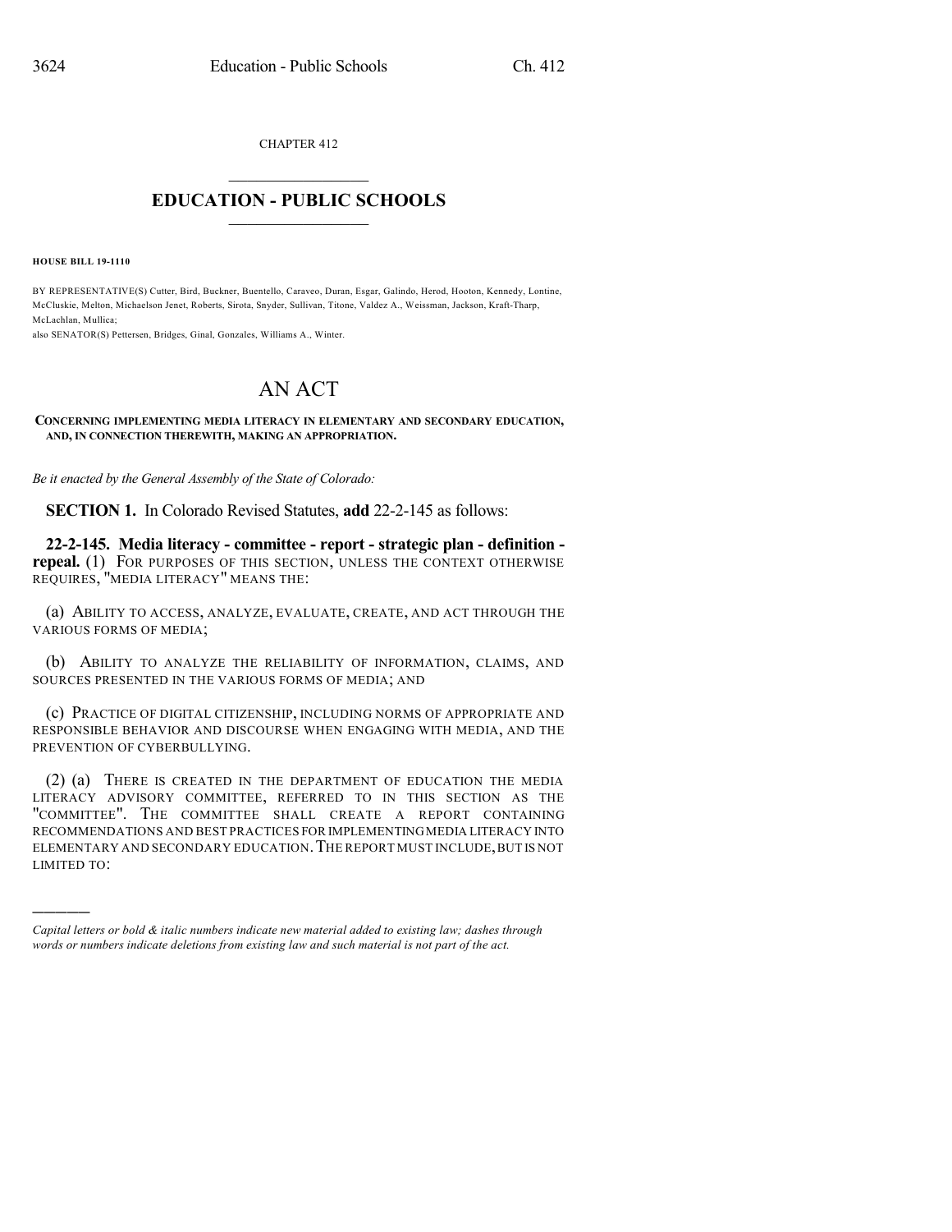CHAPTER 412

# EDUCATION - PUBLIC SCHOOLS

**HOUSE BILL 19-1110**

BY REPRESENTATIVE(S) Cutter, Bird, Buckner, Buentello, Caraveo, Duran, Esgar, Galindo, Herod, Hooton, Kennedy, Lontine, McCluskie, Melton, Michaelson Jenet, Roberts, Sirota, Snyder, Sullivan, Titone, Valdez A., Weissman, Jackson, Kraft-Tharp, McLachlan, Mullica;
also SENATOR(S) Pettersen, Bridges, Ginal, Gonzales, Williams A., Winter.

# AN ACT

**CONCERNING IMPLEMENTING MEDIA LITERACY IN ELEMENTARY AND SECONDARY EDUCATION, AND, IN CONNECTION THEREWITH, MAKING AN APPROPRIATION.**

*Be it enacted by the General Assembly of the State of Colorado:*

**SECTION 1.** In Colorado Revised Statutes, **add** 22-2-145 as follows:

**22-2-145. Media literacy - committee - report - strategic plan - definition - repeal.** (1) FOR PURPOSES OF THIS SECTION, UNLESS THE CONTEXT OTHERWISE REQUIRES, "MEDIA LITERACY" MEANS THE:

(a) ABILITY TO ACCESS, ANALYZE, EVALUATE, CREATE, AND ACT THROUGH THE VARIOUS FORMS OF MEDIA;

(b) ABILITY TO ANALYZE THE RELIABILITY OF INFORMATION, CLAIMS, AND SOURCES PRESENTED IN THE VARIOUS FORMS OF MEDIA; AND

(c) PRACTICE OF DIGITAL CITIZENSHIP, INCLUDING NORMS OF APPROPRIATE AND RESPONSIBLE BEHAVIOR AND DISCOURSE WHEN ENGAGING WITH MEDIA, AND THE PREVENTION OF CYBERBULLYING.

(2) (a) THERE IS CREATED IN THE DEPARTMENT OF EDUCATION THE MEDIA LITERACY ADVISORY COMMITTEE, REFERRED TO IN THIS SECTION AS THE "COMMITTEE". THE COMMITTEE SHALL CREATE A REPORT CONTAINING RECOMMENDATIONS AND BEST PRACTICES FOR IMPLEMENTING MEDIA LITERACY INTO ELEMENTARY AND SECONDARY EDUCATION. THE REPORT MUST INCLUDE, BUT IS NOT LIMITED TO:

---

*Capital letters or bold & italic numbers indicate new material added to existing law; dashes through words or numbers indicate deletions from existing law and such material is not part of the act.*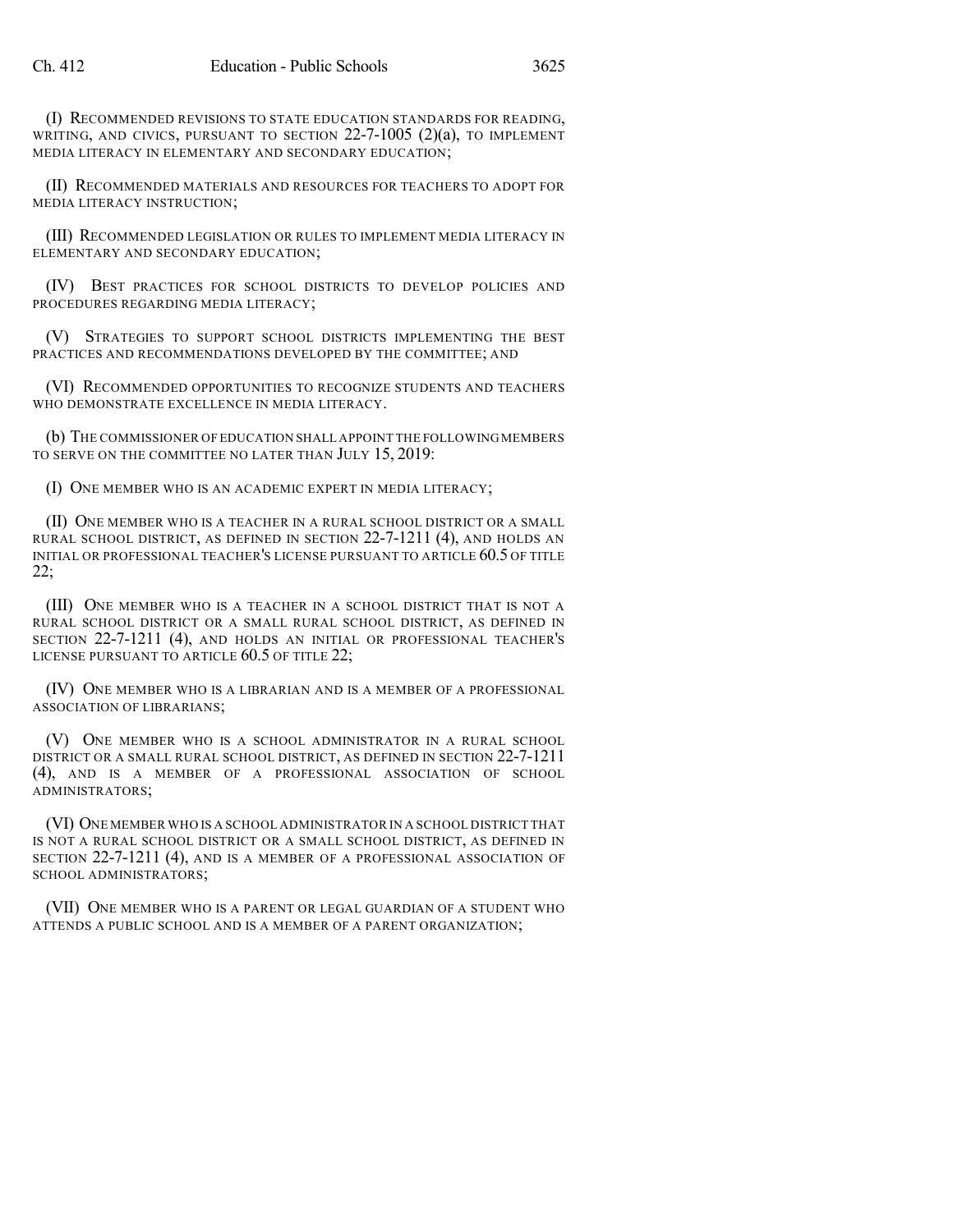(I) RECOMMENDED REVISIONS TO STATE EDUCATION STANDARDS FOR READING, WRITING, AND CIVICS, PURSUANT TO SECTION 22-7-1005 (2)(a), TO IMPLEMENT MEDIA LITERACY IN ELEMENTARY AND SECONDARY EDUCATION;

(II) RECOMMENDED MATERIALS AND RESOURCES FOR TEACHERS TO ADOPT FOR MEDIA LITERACY INSTRUCTION;

(III) RECOMMENDED LEGISLATION OR RULES TO IMPLEMENT MEDIA LITERACY IN ELEMENTARY AND SECONDARY EDUCATION;

(IV) BEST PRACTICES FOR SCHOOL DISTRICTS TO DEVELOP POLICIES AND PROCEDURES REGARDING MEDIA LITERACY;

(V) STRATEGIES TO SUPPORT SCHOOL DISTRICTS IMPLEMENTING THE BEST PRACTICES AND RECOMMENDATIONS DEVELOPED BY THE COMMITTEE; AND

(VI) RECOMMENDED OPPORTUNITIES TO RECOGNIZE STUDENTS AND TEACHERS WHO DEMONSTRATE EXCELLENCE IN MEDIA LITERACY.

(b) THE COMMISSIONER OF EDUCATION SHALL APPOINT THE FOLLOWING MEMBERS TO SERVE ON THE COMMITTEE NO LATER THAN JULY 15, 2019:

(I) ONE MEMBER WHO IS AN ACADEMIC EXPERT IN MEDIA LITERACY;

(II) ONE MEMBER WHO IS A TEACHER IN A RURAL SCHOOL DISTRICT OR A SMALL RURAL SCHOOL DISTRICT, AS DEFINED IN SECTION 22-7-1211 (4), AND HOLDS AN INITIAL OR PROFESSIONAL TEACHER'S LICENSE PURSUANT TO ARTICLE 60.5 OF TITLE 22;

(III) ONE MEMBER WHO IS A TEACHER IN A SCHOOL DISTRICT THAT IS NOT A RURAL SCHOOL DISTRICT OR A SMALL RURAL SCHOOL DISTRICT, AS DEFINED IN SECTION 22-7-1211 (4), AND HOLDS AN INITIAL OR PROFESSIONAL TEACHER'S LICENSE PURSUANT TO ARTICLE 60.5 OF TITLE 22;

(IV) ONE MEMBER WHO IS A LIBRARIAN AND IS A MEMBER OF A PROFESSIONAL ASSOCIATION OF LIBRARIANS;

(V) ONE MEMBER WHO IS A SCHOOL ADMINISTRATOR IN A RURAL SCHOOL DISTRICT OR A SMALL RURAL SCHOOL DISTRICT, AS DEFINED IN SECTION 22-7-1211 (4), AND IS A MEMBER OF A PROFESSIONAL ASSOCIATION OF SCHOOL ADMINISTRATORS;

(VI) ONE MEMBER WHO IS A SCHOOL ADMINISTRATOR IN A SCHOOL DISTRICT THAT IS NOT A RURAL SCHOOL DISTRICT OR A SMALL SCHOOL DISTRICT, AS DEFINED IN SECTION 22-7-1211 (4), AND IS A MEMBER OF A PROFESSIONAL ASSOCIATION OF SCHOOL ADMINISTRATORS;

(VII) ONE MEMBER WHO IS A PARENT OR LEGAL GUARDIAN OF A STUDENT WHO ATTENDS A PUBLIC SCHOOL AND IS A MEMBER OF A PARENT ORGANIZATION;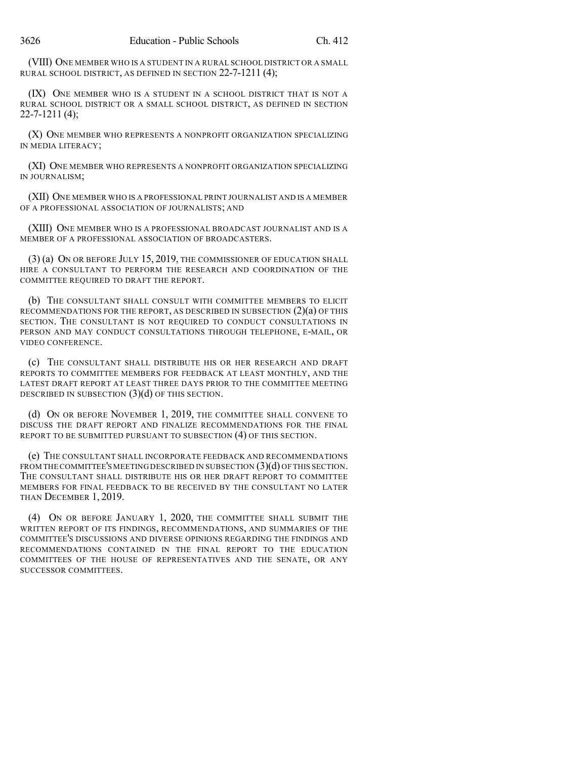(VIII) ONE MEMBER WHO IS A STUDENT IN A RURAL SCHOOL DISTRICT OR A SMALL RURAL SCHOOL DISTRICT, AS DEFINED IN SECTION 22-7-1211 (4);

(IX) ONE MEMBER WHO IS A STUDENT IN A SCHOOL DISTRICT THAT IS NOT A RURAL SCHOOL DISTRICT OR A SMALL SCHOOL DISTRICT, AS DEFINED IN SECTION 22-7-1211 (4);

(X) ONE MEMBER WHO REPRESENTS A NONPROFIT ORGANIZATION SPECIALIZING IN MEDIA LITERACY;

(XI) ONE MEMBER WHO REPRESENTS A NONPROFIT ORGANIZATION SPECIALIZING IN JOURNALISM;

(XII) ONE MEMBER WHO IS A PROFESSIONAL PRINT JOURNALIST AND IS A MEMBER OF A PROFESSIONAL ASSOCIATION OF JOURNALISTS; AND

(XIII) ONE MEMBER WHO IS A PROFESSIONAL BROADCAST JOURNALIST AND IS A MEMBER OF A PROFESSIONAL ASSOCIATION OF BROADCASTERS.

(3) (a) ON OR BEFORE JULY 15, 2019, THE COMMISSIONER OF EDUCATION SHALL HIRE A CONSULTANT TO PERFORM THE RESEARCH AND COORDINATION OF THE COMMITTEE REQUIRED TO DRAFT THE REPORT.

(b) THE CONSULTANT SHALL CONSULT WITH COMMITTEE MEMBERS TO ELICIT RECOMMENDATIONS FOR THE REPORT, AS DESCRIBED IN SUBSECTION (2)(a) OF THIS SECTION. THE CONSULTANT IS NOT REQUIRED TO CONDUCT CONSULTATIONS IN PERSON AND MAY CONDUCT CONSULTATIONS THROUGH TELEPHONE, E-MAIL, OR VIDEO CONFERENCE.

(c) THE CONSULTANT SHALL DISTRIBUTE HIS OR HER RESEARCH AND DRAFT REPORTS TO COMMITTEE MEMBERS FOR FEEDBACK AT LEAST MONTHLY, AND THE LATEST DRAFT REPORT AT LEAST THREE DAYS PRIOR TO THE COMMITTEE MEETING DESCRIBED IN SUBSECTION (3)(d) OF THIS SECTION.

(d) ON OR BEFORE NOVEMBER 1, 2019, THE COMMITTEE SHALL CONVENE TO DISCUSS THE DRAFT REPORT AND FINALIZE RECOMMENDATIONS FOR THE FINAL REPORT TO BE SUBMITTED PURSUANT TO SUBSECTION (4) OF THIS SECTION.

(e) THE CONSULTANT SHALL INCORPORATE FEEDBACK AND RECOMMENDATIONS FROM THE COMMITTEE'S MEETING DESCRIBED IN SUBSECTION (3)(d) OF THIS SECTION. THE CONSULTANT SHALL DISTRIBUTE HIS OR HER DRAFT REPORT TO COMMITTEE MEMBERS FOR FINAL FEEDBACK TO BE RECEIVED BY THE CONSULTANT NO LATER THAN DECEMBER 1, 2019.

(4) ON OR BEFORE JANUARY 1, 2020, THE COMMITTEE SHALL SUBMIT THE WRITTEN REPORT OF ITS FINDINGS, RECOMMENDATIONS, AND SUMMARIES OF THE COMMITTEE'S DISCUSSIONS AND DIVERSE OPINIONS REGARDING THE FINDINGS AND RECOMMENDATIONS CONTAINED IN THE FINAL REPORT TO THE EDUCATION COMMITTEES OF THE HOUSE OF REPRESENTATIVES AND THE SENATE, OR ANY SUCCESSOR COMMITTEES.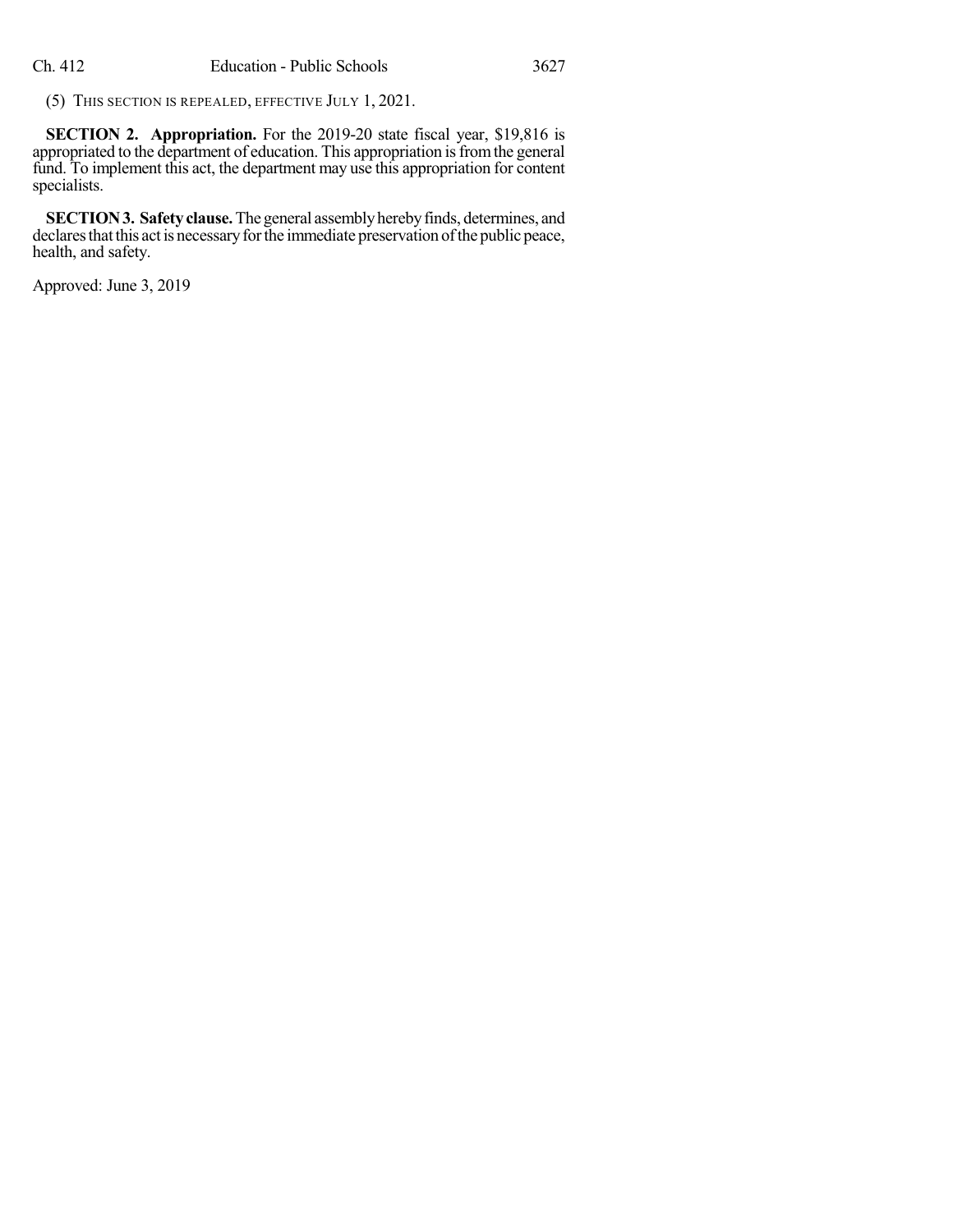(5) THIS SECTION IS REPEALED, EFFECTIVE JULY 1, 2021.

**SECTION 2. Appropriation.** For the 2019-20 state fiscal year, $19,816 is appropriated to the department of education. This appropriation is from the general fund. To implement this act, the department may use this appropriation for content specialists.

**SECTION 3. Safety clause.** The general assembly hereby finds, determines, and declares that this act is necessary for the immediate preservation of the public peace, health, and safety.

Approved: June 3, 2019